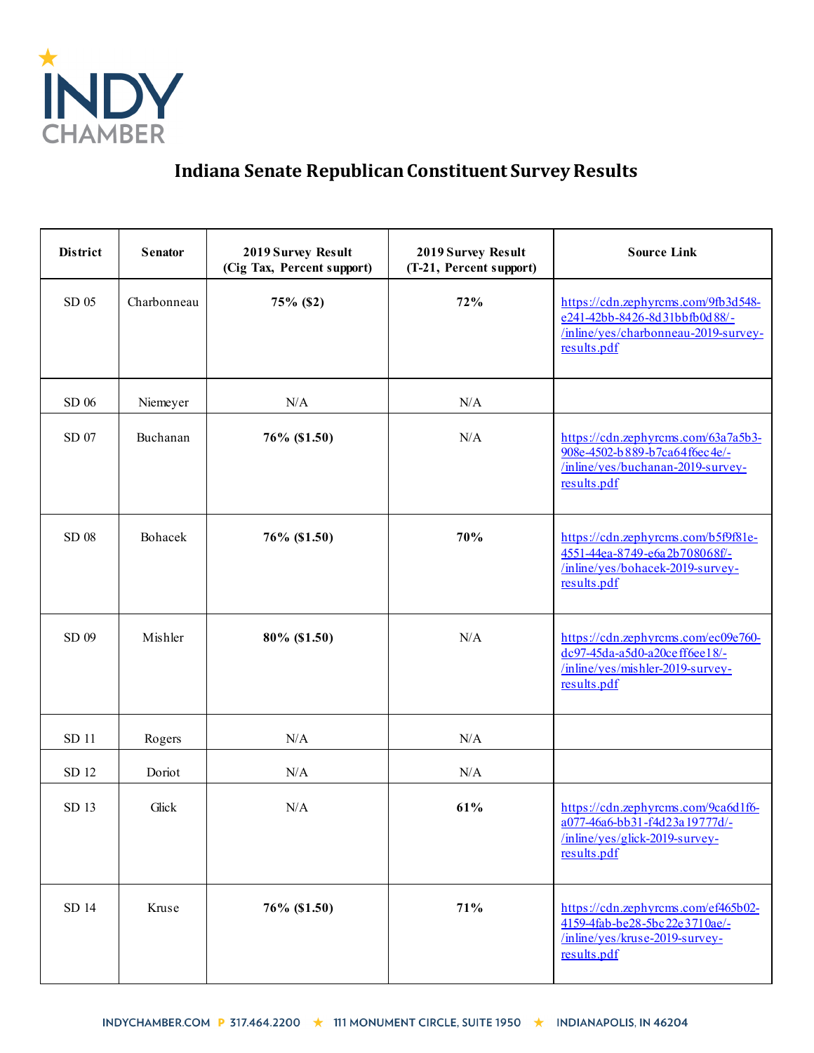INDY CHAMBER

# Indiana Senate Republican Constituent Survey Results

| District | Senator | 2019 Survey Result (Cig Tax, Percent support) | 2019 Survey Result (T-21, Percent support) | Source Link |
|---|---|---|---|---|
| SD 05 | Charbonneau | **75% ($2)** | **72%** | https://cdn.zephyrcms.com/9fb3d548-e241-42bb-8426-8d31bbfb0d88/-/inline/yes/charbonneau-2019-survey-results.pdf |
| SD 06 | Niemeyer | N/A | N/A | |
| SD 07 | Buchanan | **76% ($1.50)** | N/A | https://cdn.zephyrcms.com/63a7a5b3-908e-4502-b889-b7ca64f6ec4e/-/inline/yes/buchanan-2019-survey-results.pdf |
| SD 08 | Bohacek | **76% ($1.50)** | **70%** | https://cdn.zephyrcms.com/b5f9f81e-4551-44ea-8749-e6a2b708068f/-/inline/yes/bohacek-2019-survey-results.pdf |
| SD 09 | Mishler | **80% ($1.50)** | N/A | https://cdn.zephyrcms.com/ec09e760-dc97-45da-a5d0-a20ceff6ee18/-/inline/yes/mishler-2019-survey-results.pdf |
| SD 11 | Rogers | N/A | N/A | |
| SD 12 | Doriot | N/A | N/A | |
| SD 13 | Glick | N/A | **61%** | https://cdn.zephyrcms.com/9ca6d1f6-a077-46a6-bb31-f4d23a19777d/-/inline/yes/glick-2019-survey-results.pdf |
| SD 14 | Kruse | **76% ($1.50)** | **71%** | https://cdn.zephyrcms.com/ef465b02-4159-4fab-be28-5bc22e3710ae/-/inline/yes/kruse-2019-survey-results.pdf |

INDYCHAMBER.COM P 317.464.2200 ★ 111 MONUMENT CIRCLE, SUITE 1950 ★ INDIANAPOLIS, IN 46204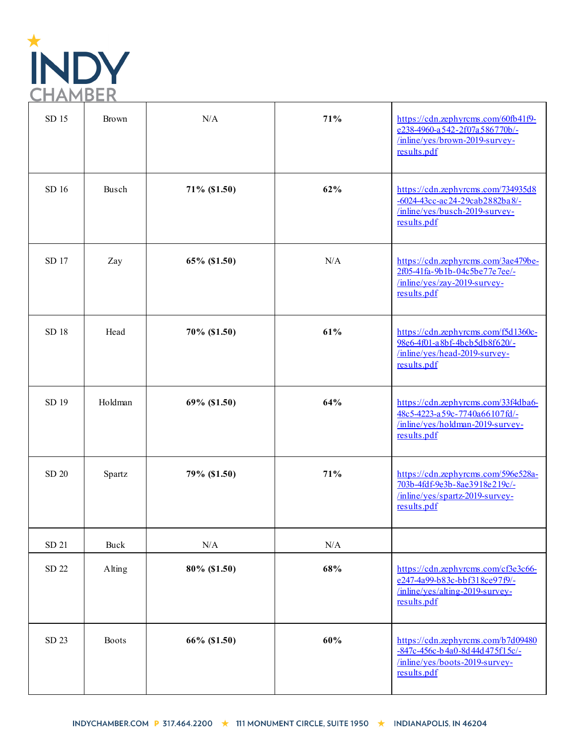| SD 15 | Brown | N/A | **71%** | https://cdn.zephyrcms.com/60fb41f9-e238-4960-a542-2f07a586770b/-/inline/yes/brown-2019-survey-results.pdf |
|---|---|---|---|---|
| SD 16 | Busch | **71% ($1.50)** | **62%** | https://cdn.zephyrcms.com/734935d8-6024-43cc-ac24-29cab2882ba8/-/inline/yes/busch-2019-survey-results.pdf |
| SD 17 | Zay | **65% ($1.50)** | N/A | https://cdn.zephyrcms.com/3ae479be-2f05-41fa-9b1b-04c5be77e7ee/-/inline/yes/zay-2019-survey-results.pdf |
| SD 18 | Head | **70% ($1.50)** | **61%** | https://cdn.zephyrcms.com/f5d1360c-98e6-4f01-a8bf-4bcb5db8f620/-/inline/yes/head-2019-survey-results.pdf |
| SD 19 | Holdman | **69% ($1.50)** | **64%** | https://cdn.zephyrcms.com/33f4dba6-48c5-4223-a59c-7740a66107fd/-/inline/yes/holdman-2019-survey-results.pdf |
| SD 20 | Spartz | **79% ($1.50)** | **71%** | https://cdn.zephyrcms.com/596e528a-703b-4fdf-9e3b-8ae3918e219c/-/inline/yes/spartz-2019-survey-results.pdf |
| SD 21 | Buck | N/A | N/A | |
| SD 22 | Alting | **80% ($1.50)** | **68%** | https://cdn.zephyrcms.com/cf3e3c66-e247-4a99-b83c-bbf318ce97f9/-/inline/yes/alting-2019-survey-results.pdf |
| SD 23 | Boots | **66% ($1.50)** | **60%** | https://cdn.zephyrcms.com/b7d09480-847c-456c-b4a0-8d44d475f15c/-/inline/yes/boots-2019-survey-results.pdf |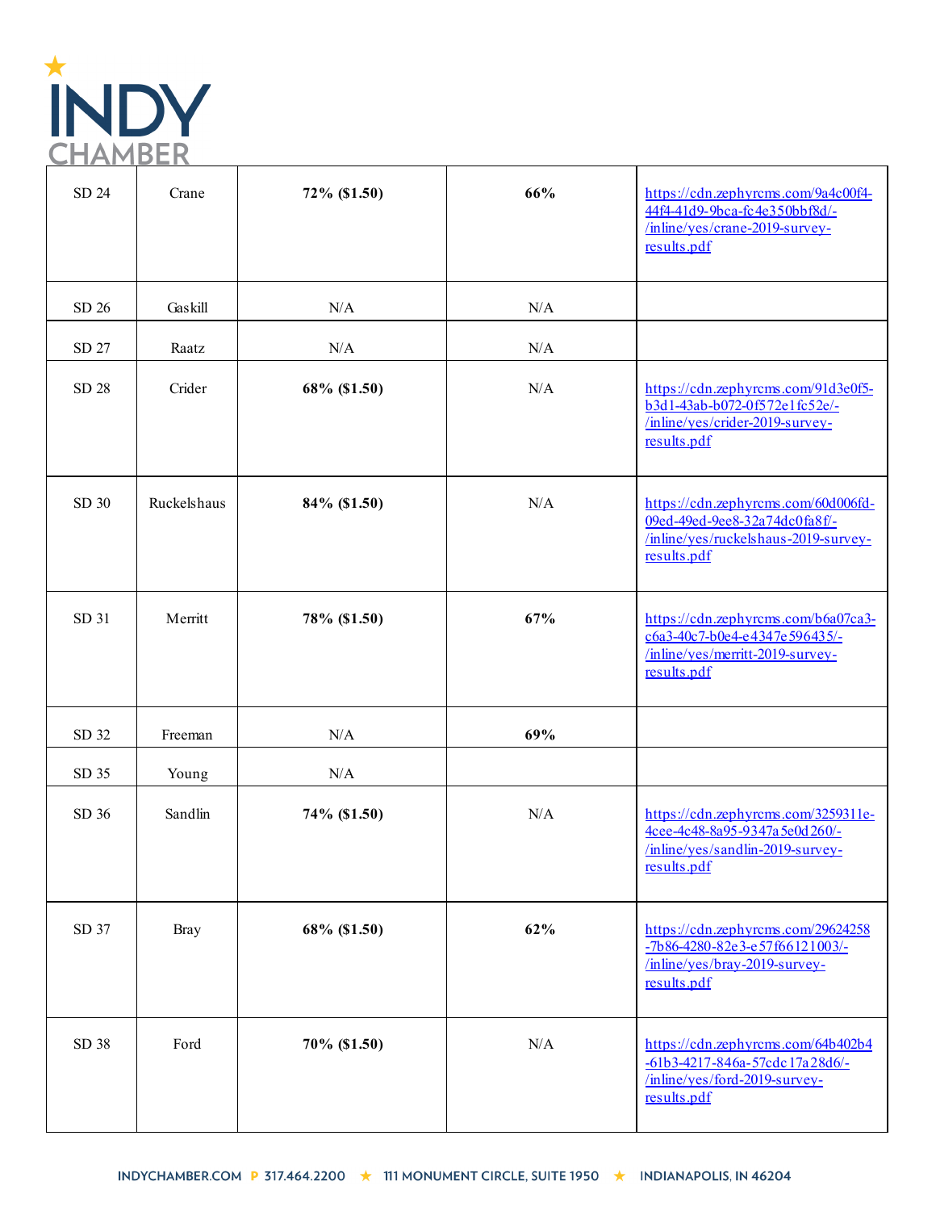| | | | | |
|---|---|---|---|---|
| SD 24 | Crane | **72% ($1.50)** | **66%** | https://cdn.zephyrcms.com/9a4c00f4-44f4-41d9-9bca-fc4e350bbf8d/-/inline/yes/crane-2019-survey-results.pdf |
| SD 26 | Gaskill | N/A | N/A | |
| SD 27 | Raatz | N/A | N/A | |
| SD 28 | Crider | **68% ($1.50)** | N/A | https://cdn.zephyrcms.com/91d3e0f5-b3d1-43ab-b072-0f572e1fc52e/-/inline/yes/crider-2019-survey-results.pdf |
| SD 30 | Ruckelshaus | **84% ($1.50)** | N/A | https://cdn.zephyrcms.com/60d006fd-09ed-49ed-9ee8-32a74dc0fa8f/-/inline/yes/ruckelshaus-2019-survey-results.pdf |
| SD 31 | Merritt | **78% ($1.50)** | **67%** | https://cdn.zephyrcms.com/b6a07ca3-c6a3-40c7-b0e4-e4347e596435/-/inline/yes/merritt-2019-survey-results.pdf |
| SD 32 | Freeman | N/A | **69%** | |
| SD 35 | Young | N/A | | |
| SD 36 | Sandlin | **74% ($1.50)** | N/A | https://cdn.zephyrcms.com/3259311e-4cee-4c48-8a95-9347a5e0d260/-/inline/yes/sandlin-2019-survey-results.pdf |
| SD 37 | Bray | **68% ($1.50)** | **62%** | https://cdn.zephyrcms.com/29624258-7b86-4280-82e3-e57f66121003/-/inline/yes/bray-2019-survey-results.pdf |
| SD 38 | Ford | **70% ($1.50)** | N/A | https://cdn.zephyrcms.com/64b402b4-61b3-4217-846a-57cdc17a28d6/-/inline/yes/ford-2019-survey-results.pdf |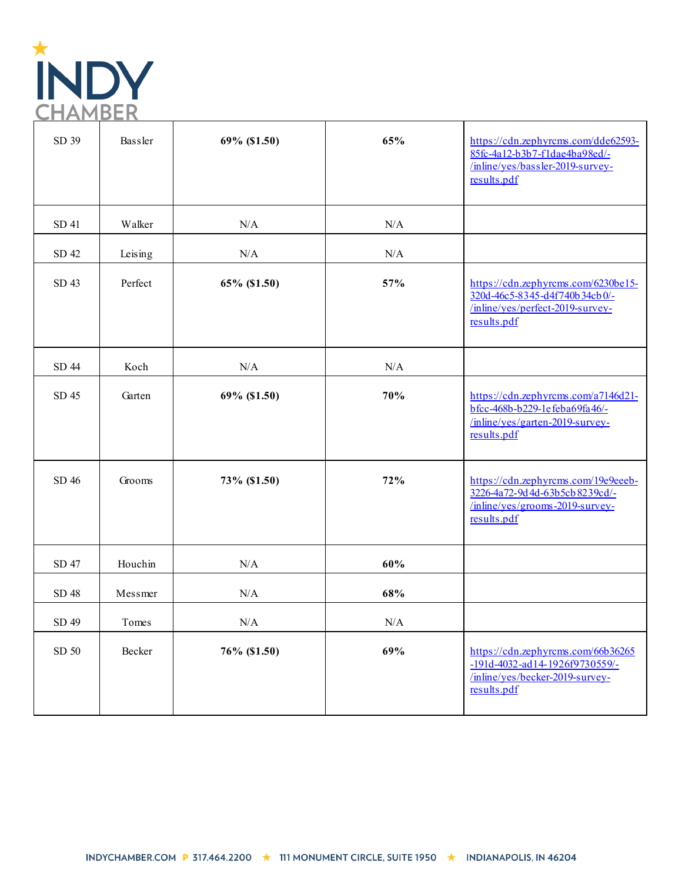| | | | | |
|---|---|---|---|---|
| SD 39 | Bassler | **69% ($1.50)** | **65%** | https://cdn.zephyrcms.com/dde62593-85fc-4a12-b3b7-f1dae4ba98ed/-/inline/yes/bassler-2019-survey-results.pdf |
| SD 41 | Walker | N/A | N/A | |
| SD 42 | Leising | N/A | N/A | |
| SD 43 | Perfect | **65% ($1.50)** | **57%** | https://cdn.zephyrcms.com/6230be15-320d-46c5-8345-d4f740b34cb0/-/inline/yes/perfect-2019-survey-results.pdf |
| SD 44 | Koch | N/A | N/A | |
| SD 45 | Garten | **69% ($1.50)** | **70%** | https://cdn.zephyrcms.com/a7146d21-bfcc-468b-b229-1efeba69fa46/-/inline/yes/garten-2019-survey-results.pdf |
| SD 46 | Grooms | **73% ($1.50)** | **72%** | https://cdn.zephyrcms.com/19e9eeeb-3226-4a72-9d4d-63b5cb8239cd/-/inline/yes/grooms-2019-survey-results.pdf |
| SD 47 | Houchin | N/A | **60%** | |
| SD 48 | Messmer | N/A | **68%** | |
| SD 49 | Tomes | N/A | N/A | |
| SD 50 | Becker | **76% ($1.50)** | **69%** | https://cdn.zephyrcms.com/66b36265-191d-4032-ad14-1926f9730559/-/inline/yes/becker-2019-survey-results.pdf |